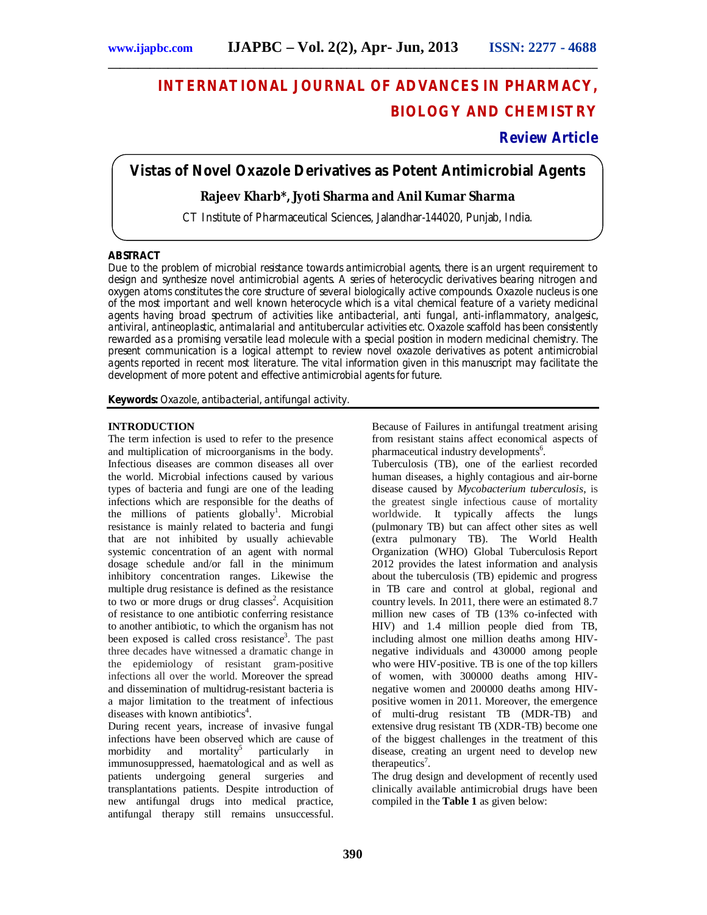# INTERNATIONAL JOURNAL OF ADVANCES IN PHARMACY, BIOLOGY AND CHEMISTRY

**Review Article**

## Vistas of Novel Oxazole Derivatives as Potent Antimicrobial Agents

**Rajeev Kharb*, Jyoti Sharma and Anil Kumar Sharma**

CT Institute of Pharmaceutical Sciences, Jalandhar-144020, Punjab, India.

### ABSTRACT

Due to the problem of microbial resistance towards antimicrobial agents, there is an urgent requirement to design and synthesize novel antimicrobial agents. A series of heterocyclic derivatives bearing nitrogen and oxygen atoms constitutes the core structure of several biologically active compounds. Oxazole nucleus is one of the most important and well known heterocycle which is a vital chemical feature of a variety medicinal agents having broad spectrum of activities like antibacterial, anti fungal, anti-inflammatory, analgesic, antiviral, antineoplastic, antimalarial and antitubercular activities etc. Oxazole scaffold has been consistently rewarded as a promising versatile lead molecule with a special position in modern medicinal chemistry. The present communication is a logical attempt to review novel oxazole derivatives as potent antimicrobial agents reported in recent most literature. The vital information given in this manuscript may facilitate the development of more potent and effective antimicrobial agents for future.

**Keywords:** Oxazole, antibacterial, antifungal activity.

### INTRODUCTION

The term infection is used to refer to the presence and multiplication of microorganisms in the body. Infectious diseases are common diseases all over the world. Microbial infections caused by various types of bacteria and fungi are one of the leading infections which are responsible for the deaths of the millions of patients globally[1]. Microbial resistance is mainly related to bacteria and fungi that are not inhibited by usually achievable systemic concentration of an agent with normal dosage schedule and/or fall in the minimum inhibitory concentration ranges. Likewise the multiple drug resistance is defined as the resistance to two or more drugs or drug classes[2]. Acquisition of resistance to one antibiotic conferring resistance to another antibiotic, to which the organism has not been exposed is called cross resistance[3]. The past three decades have witnessed a dramatic change in the epidemiology of resistant gram-positive infections all over the world. Moreover the spread and dissemination of multidrug-resistant bacteria is a major limitation to the treatment of infectious diseases with known antibiotics[4].

During recent years, increase of invasive fungal infections have been observed which are cause of morbidity and mortality[5] particularly in immunosuppressed, haematological and as well as patients undergoing general surgeries and transplantations patients. Despite introduction of new antifungal drugs into medical practice, antifungal therapy still remains unsuccessful. Because of Failures in antifungal treatment arising from resistant stains affect economical aspects of pharmaceutical industry developments[6].

Tuberculosis (TB), one of the earliest recorded human diseases, a highly contagious and air-borne disease caused by *Mycobacterium tuberculosis*, is the greatest single infectious cause of mortality worldwide. It typically affects the lungs (pulmonary TB) but can affect other sites as well (extra pulmonary TB). The World Health Organization (WHO) Global Tuberculosis Report 2012 provides the latest information and analysis about the tuberculosis (TB) epidemic and progress in TB care and control at global, regional and country levels. In 2011, there were an estimated 8.7 million new cases of TB (13% co-infected with HIV) and 1.4 million people died from TB, including almost one million deaths among HIV-negative individuals and 430000 among people who were HIV-positive. TB is one of the top killers of women, with 300000 deaths among HIV-negative women and 200000 deaths among HIV-positive women in 2011. Moreover, the emergence of multi-drug resistant TB (MDR-TB) and extensive drug resistant TB (XDR-TB) become one of the biggest challenges in the treatment of this disease, creating an urgent need to develop new therapeutics[7].

The drug design and development of recently used clinically available antimicrobial drugs have been compiled in the **Table 1** as given below: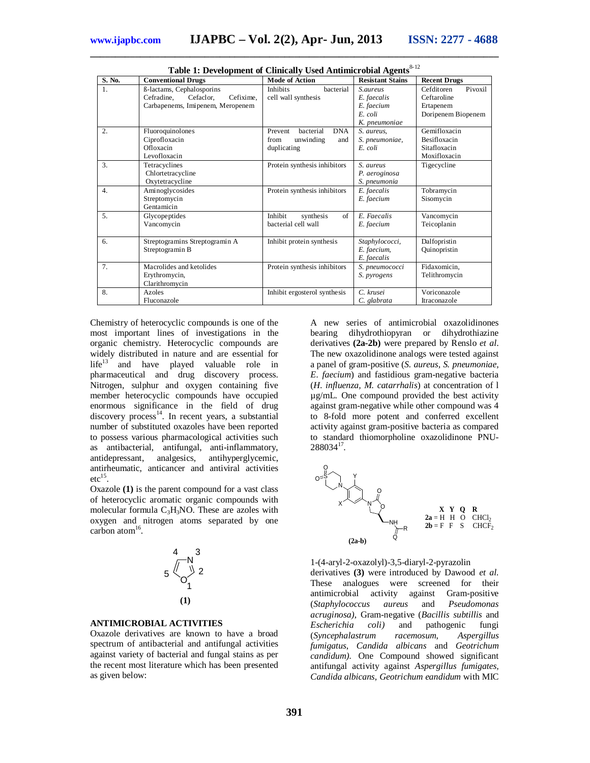**Table 1: Development of Clinically Used Antimicrobial Agents[8-12]**

| S. No. | Conventional Drugs | Mode of Action | Resistant Stains | Recent Drugs |
|---|---|---|---|---|
| 1. | ß-lactams, Cephalosporins Cefradine, Cefaclor, Cefixime, Carbapenems, Imipenem, Meropenem | Inhibits bacterial cell wall synthesis | *S.aureus* *E. faecalis* *E. faecium* *E. coli* *K. pneumoniae* | Cefditoren Pivoxil Ceftaroline Ertapenem Doripenem Biopenem |
| 2. | Fluoroquinolones Ciprofloxacin Ofloxacin Levofloxacin | Prevent bacterial DNA from unwinding and duplicating | *S. aureus,* *S. pneumoniae,* *E. coli* | Gemifloxacin Besifloxacin Sitafloxacin Moxifloxacin |
| 3. | Tetracyclines Chlortetracycline Oxytetracycline | Protein synthesis inhibitors | *S. aureus* *P. aeroginosa* *S. pneumonia* | Tigecycline |
| 4. | Aminoglycosides Streptomycin Gentamicin | Protein synthesis inhibitors | *E. faecalis* *E. faecium* | Tobramycin Sisomycin |
| 5. | Glycopeptides Vancomycin | Inhibit synthesis of bacterial cell wall | *E. Faecalis* *E. faecium* | Vancomycin Teicoplanin |
| 6. | Streptogramins Streptogramin A Streptogramin B | Inhibit protein synthesis | *Staphylococci,* *E. faecium,* *E. faecalis* | Dalfopristin Quinopristin |
| 7. | Macrolides and ketolides Erythromycin, Clarithromycin | Protein synthesis inhibitors | *S. pneumococci* *S. pyrogens* | Fidaxomicin, Telithromycin |
| 8. | Azoles Fluconazole | Inhibit ergosterol synthesis | *C. krusei* *C. glabrata* | Voriconazole Itraconazole |

Chemistry of heterocyclic compounds is one of the most important lines of investigations in the organic chemistry. Heterocyclic compounds are widely distributed in nature and are essential for life[13] and have played valuable role in pharmaceutical and drug discovery process. Nitrogen, sulphur and oxygen containing five member heterocyclic compounds have occupied enormous significance in the field of drug discovery process[14]. In recent years, a substantial number of substituted oxazoles have been reported to possess various pharmacological activities such as antibacterial, antifungal, anti-inflammatory, antidepressant, analgesics, antihyperglycemic, antirheumatic, anticancer and antiviral activities etc[15].

Oxazole **(1)** is the parent compound for a vast class of heterocyclic aromatic organic compounds with molecular formula $C_3H_3NO$. These are azoles with oxygen and nitrogen atoms separated by one carbon atom[16].

**(1)**

## ANTIMICROBIAL ACTIVITIES

Oxazole derivatives are known to have a broad spectrum of antibacterial and antifungal activities against variety of bacterial and fungal stains as per the recent most literature which has been presented as given below:

A new series of antimicrobial oxazolidinones bearing dihydrothiopyran or dihydrothiazine derivatives **(2a-2b)** were prepared by Renslo *et al*. The new oxazolidinone analogs were tested against a panel of gram-positive (*S. aureus, S. pneumoniae, E. faecium*) and fastidious gram-negative bacteria (*H. influenza, M. catarrhalis*) at concentration of l µg/mL. One compound provided the best activity against gram-negative while other compound was 4 to 8-fold more potent and conferred excellent activity against gram-positive bacteria as compared to standard thiomorpholine oxazolidinone PNU-288034[17].

| | X | Y | Q | R |
|---|---|---|---|---|
| **2a** = | H | H | O | $CHCl_2$ |
| **2b** = | F | F | S | $CHCF_2$ |

**(2a-b)**

1-(4-aryl-2-oxazolyl)-3,5-diaryl-2-pyrazolin derivatives **(3)** were introduced by Dawood *et al.* These analogues were screened for their antimicrobial activity against Gram-positive (*Staphylococcus aureus* and *Pseudomonas acruginosa)*, Gram-negative (*Bacillis subtillis* and *Escherichia coli)* and pathogenic fungi (*Syncephalastrum racemosum, Aspergillus fumigatus, Candida albicans* and *Geotrichum candidum).* One Compound showed significant antifungal activity against *Aspergillus fumigates, Candida albicans, Geotrichum eandidum* with MIC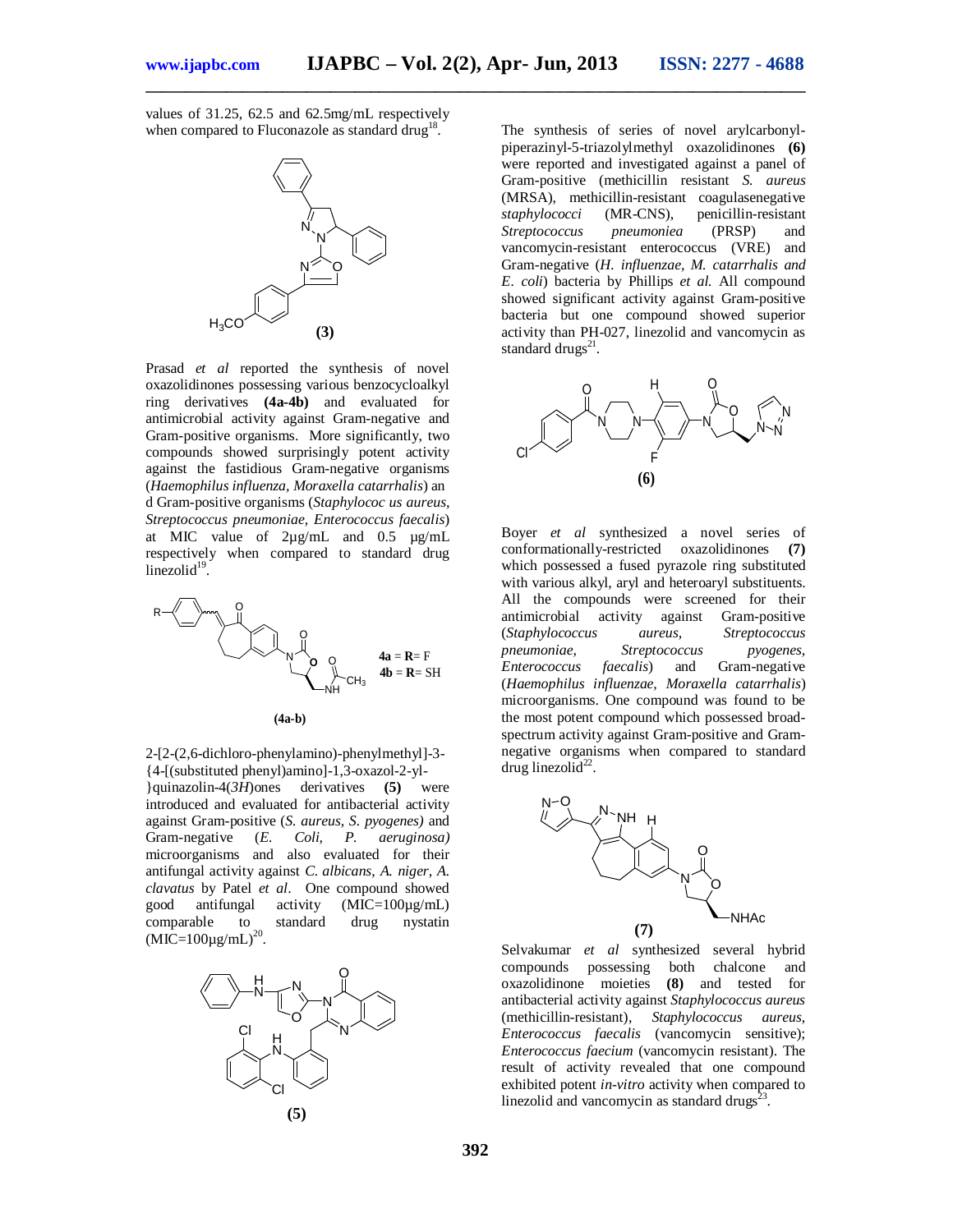values of 31.25, 62.5 and 62.5mg/mL respectively when compared to Fluconazole as standard drug[18].

**(3)**

Prasad *et al* reported the synthesis of novel oxazolidinones possessing various benzocycloalkyl ring derivatives **(4a-4b)** and evaluated for antimicrobial activity against Gram-negative and Gram-positive organisms. More significantly, two compounds showed surprisingly potent activity against the fastidious Gram-negative organisms (*Haemophilus influenza, Moraxella catarrhalis*) an d Gram-positive organisms (*Staphylococ us aureus, Streptococcus pneumoniae, Enterococcus faecalis*) at MIC value of 2µg/mL and 0.5 µg/mL respectively when compared to standard drug linezolid[19].

**4a** = **R**= F
**4b** = **R**= SH

**(4a-b)**

2-[2-(2,6-dichloro-phenylamino)-phenylmethyl]-3-{4-[(substituted phenyl)amino]-1,3-oxazol-2-yl-}quinazolin-4(*3H*)ones derivatives **(5)** were introduced and evaluated for antibacterial activity against Gram-positive (*S. aureus, S. pyogenes)* and Gram-negative (*E. Coli, P. aeruginosa)* microorganisms and also evaluated for their antifungal activity against *C. albicans, A. niger, A. clavatus* by Patel *et al*. One compound showed good antifungal activity (MIC=100µg/mL) comparable to standard drug nystatin (MIC=100µg/mL)[20].

**(5)**

The synthesis of series of novel arylcarbonyl-piperazinyl-5-triazolylmethyl oxazolidinones **(6)** were reported and investigated against a panel of Gram-positive (methicillin resistant *S. aureus* (MRSA), methicillin-resistant coagulasenegative *staphylococci* (MR-CNS), penicillin-resistant *Streptococcus pneumoniea* (PRSP) and vancomycin-resistant enterococcus (VRE) and Gram-negative (*H. influenzae, M. catarrhalis and E. coli*) bacteria by Phillips *et al.* All compound showed significant activity against Gram-positive bacteria but one compound showed superior activity than PH-027, linezolid and vancomycin as standard drugs[21].

**(6)**

Boyer *et al* synthesized a novel series of conformationally-restricted oxazolidinones **(7)** which possessed a fused pyrazole ring substituted with various alkyl, aryl and heteroaryl substituents. All the compounds were screened for their antimicrobial activity against Gram-positive (*Staphylococcus aureus, Streptococcus pneumoniae, Streptococcus pyogenes, Enterococcus faecalis*) and Gram-negative (*Haemophilus influenzae, Moraxella catarrhalis*) microorganisms. One compound was found to be the most potent compound which possessed broad-spectrum activity against Gram-positive and Gram-negative organisms when compared to standard drug linezolid[22].

**(7)**

Selvakumar *et al* synthesized several hybrid compounds possessing both chalcone and oxazolidinone moieties **(8)** and tested for antibacterial activity against *Staphylococcus aureus* (methicillin-resistant), *Staphylococcus aureus*, *Enterococcus faecalis* (vancomycin sensitive); *Enterococcus faecium* (vancomycin resistant). The result of activity revealed that one compound exhibited potent *in-vitro* activity when compared to linezolid and vancomycin as standard drugs[23].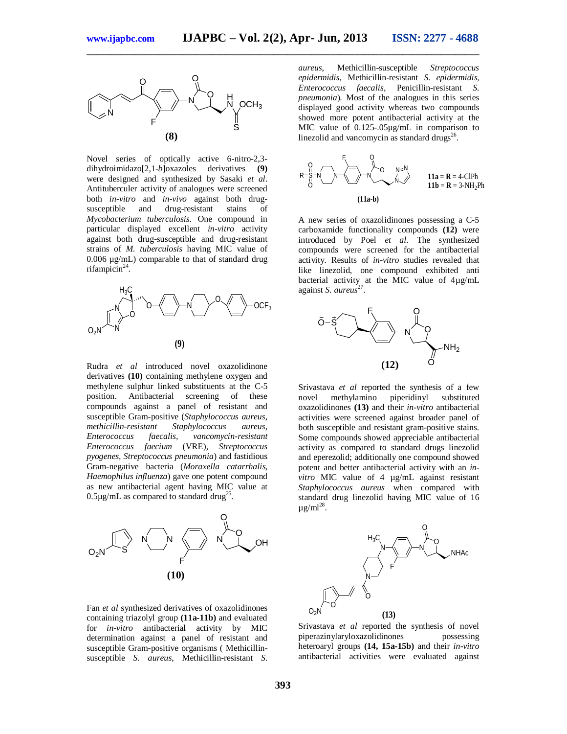**(8)**

Novel series of optically active 6-nitro-2,3-dihydroimidazo[2,1-*b*]oxazoles derivatives **(9)** were designed and synthesized by Sasaki *et al*. Antituberculer activity of analogues were screened both *in-vitro* and *in-vivo* against both drug-susceptible and drug-resistant stains of *Mycobacterium tuberculosis*. One compound in particular displayed excellent *in-vitro* activity against both drug-susceptible and drug-resistant strains of *M. tuberculosis* having MIC value of 0.006 µg/mL) comparable to that of standard drug rifampicin[24].

**(9)**

Rudra *et al* introduced novel oxazolidinone derivatives **(10)** containing methylene oxygen and methylene sulphur linked substituents at the C-5 position. Antibacterial screening of these compounds against a panel of resistant and susceptible Gram-positive (*Staphylococcus aureus, methicillin-resistant Staphylococcus aureus, Enterococcus faecalis, vancomycin-resistant Enterococcus faecium* (VRE), *Streptococcus pyogenes, Streptococcus pneumonia*) and fastidious Gram-negative bacteria (*Moraxella catarrhalis, Haemophilus influenza*) gave one potent compound as new antibacterial agent having MIC value at 0.5µg/mL as compared to standard drug[25].

**(10)**

Fan *et al* synthesized derivatives of oxazolidinones containing triazolyl group **(11a-11b)** and evaluated for *in-vitro* antibacterial activity by MIC determination against a panel of resistant and susceptible Gram-positive organisms ( Methicillin-susceptible *S. aureus*, Methicillin-resistant *S. aureus*, Methicillin-susceptible *Streptococcus epidermidis*, Methicillin-resistant *S. epidermidis*, *Enterococcus faecalis*, Penicillin-resistant *S. pneumonia*). Most of the analogues in this series displayed good activity whereas two compounds showed more potent antibacterial activity at the MIC value of 0.125-.05µg/mL in comparison to linezolid and vancomycin as standard drugs[26].

**11a** = **R** = 4-ClPh
**11b** = **R** = 3-$NH_2$Ph

**(11a-b)**

A new series of oxazolidinones possessing a C-5 carboxamide functionality compounds **(12)** were introduced by Poel *et al*. The synthesized compounds were screened for the antibacterial activity. Results of *in-vitro* studies revealed that like linezolid, one compound exhibited anti bacterial activity at the MIC value of 4µg/mL against *S. aureus*[27].

**(12)**

Srivastava *et al* reported the synthesis of a few novel methylamino piperidinyl substituted oxazolidinones **(13)** and their *in-vitro* antibacterial activities were screened against broader panel of both susceptible and resistant gram-positive stains. Some compounds showed appreciable antibacterial activity as compared to standard drugs linezolid and eperezolid; additionally one compound showed potent and better antibacterial activity with an *in-vitro* MIC value of 4 µg/mL against resistant *Staphylococcus aureus* when compared with standard drug linezolid having MIC value of 16 µg/ml[28].

**(13)**

Srivastava *et al* reported the synthesis of novel piperazinylaryloxazolidinones possessing heteroaryl groups **(14, 15a-15b)** and their *in-vitro* antibacterial activities were evaluated against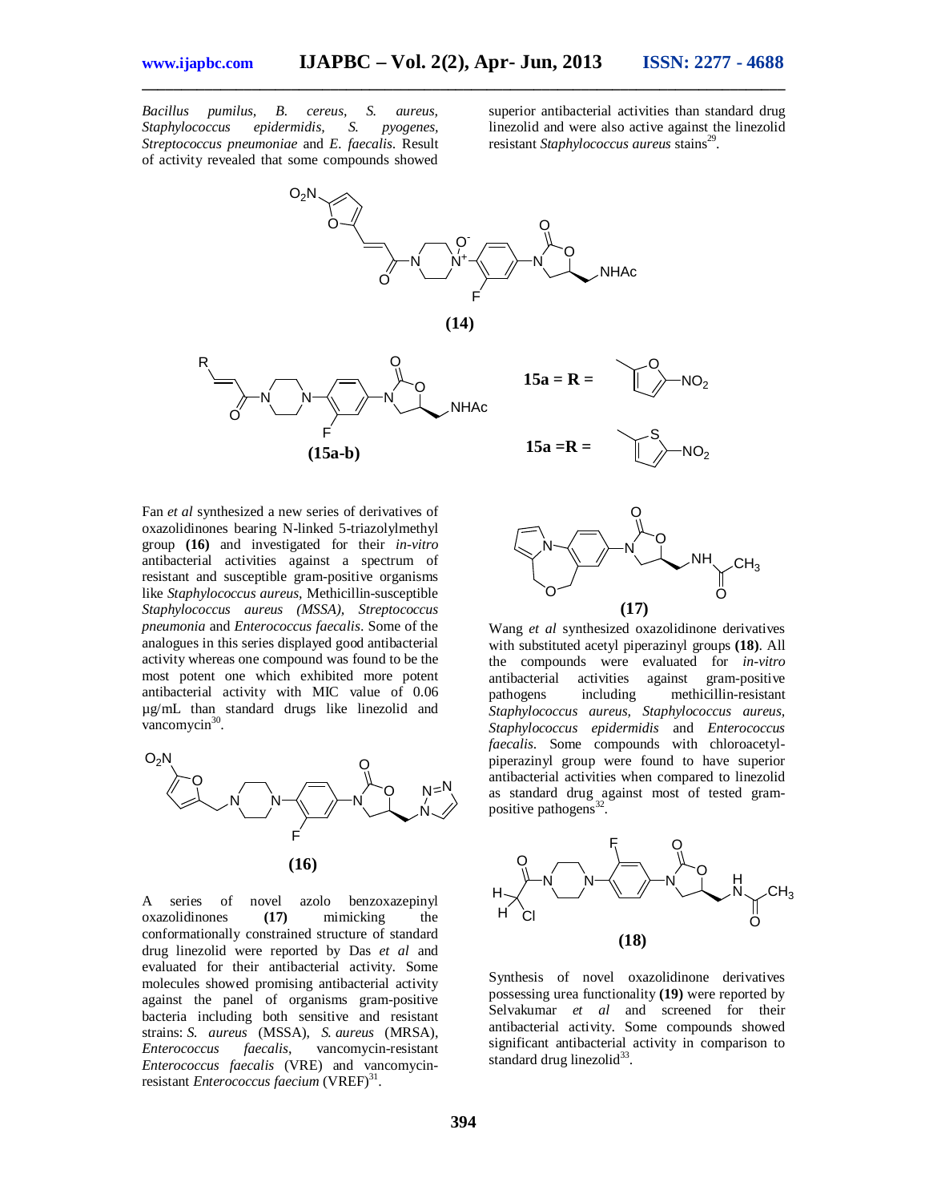*Bacillus pumilus, B. cereus, S. aureus, Staphylococcus epidermidis, S. pyogenes, Streptococcus pneumoniae* and *E. faecalis*. Result of activity revealed that some compounds showed superior antibacterial activities than standard drug linezolid and were also active against the linezolid resistant *Staphylococcus aureus* stains[29].

**(14)**

**(15a-b)**

**15a = R =**

**15a =R =**

Fan *et al* synthesized a new series of derivatives of oxazolidinones bearing N-linked 5-triazolylmethyl group **(16)** and investigated for their *in-vitro* antibacterial activities against a spectrum of resistant and susceptible gram-positive organisms like *Staphylococcus aureus*, Methicillin-susceptible *Staphylococcus aureus (MSSA), Streptococcus pneumonia* and *Enterococcus faecalis*. Some of the analogues in this series displayed good antibacterial activity whereas one compound was found to be the most potent one which exhibited more potent antibacterial activity with MIC value of 0.06 µg/mL than standard drugs like linezolid and vancomycin[30].

**(16)**

A series of novel azolo benzoxazepinyl oxazolidinones **(17)** mimicking the conformationally constrained structure of standard drug linezolid were reported by Das *et al* and evaluated for their antibacterial activity. Some molecules showed promising antibacterial activity against the panel of organisms gram-positive bacteria including both sensitive and resistant strains: *S. aureus* (MSSA), *S. aureus* (MRSA), *Enterococcus faecalis*, vancomycin-resistant *Enterococcus faecalis* (VRE) and vancomycin-resistant *Enterococcus faecium* (VREF)[31].

**(17)**

Wang *et al* synthesized oxazolidinone derivatives with substituted acetyl piperazinyl groups **(18)**. All the compounds were evaluated for *in-vitro* antibacterial activities against gram-positive pathogens including methicillin-resistant *Staphylococcus aureus, Staphylococcus aureus, Staphylococcus epidermidis* and *Enterococcus faecalis*. Some compounds with chloroacetyl-piperazinyl group were found to have superior antibacterial activities when compared to linezolid as standard drug against most of tested gram-positive pathogens[32].

**(18)**

Synthesis of novel oxazolidinone derivatives possessing urea functionality **(19)** were reported by Selvakumar *et al* and screened for their antibacterial activity. Some compounds showed significant antibacterial activity in comparison to standard drug linezolid[33].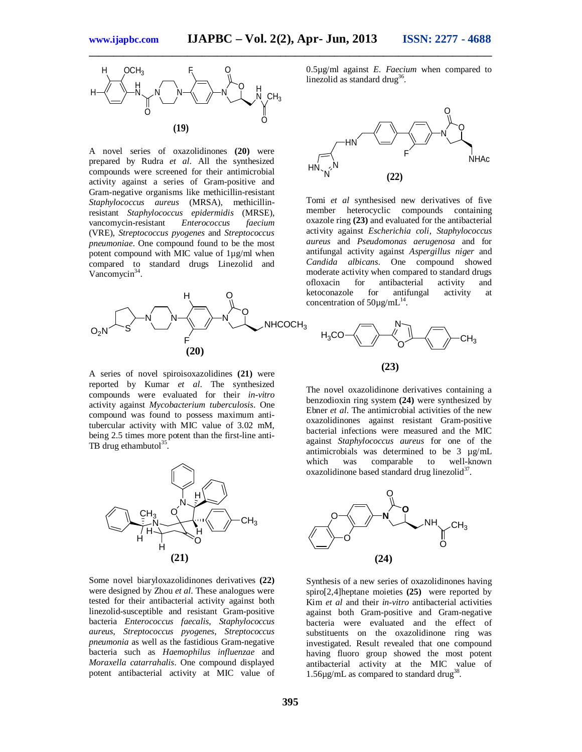**(19)**

A novel series of oxazolidinones **(20)** were prepared by Rudra *et al*. All the synthesized compounds were screened for their antimicrobial activity against a series of Gram-positive and Gram-negative organisms like methicillin-resistant *Staphylococcus aureus* (MRSA), methicillin-resistant *Staphylococcus epidermidis* (MRSE), vancomycin-resistant *Enterococcus faecium* (VRE), *Streptococcus pyogenes* and *Streptococcus pneumoniae*. One compound found to be the most potent compound with MIC value of 1µg/ml when compared to standard drugs Linezolid and Vancomycin[34].

**(20)**

A series of novel spiroisoxazolidines **(21)** were reported by Kumar *et al*. The synthesized compounds were evaluated for their *in-vitro* activity against *Mycobacterium tuberculosis*. One compound was found to possess maximum anti-tubercular activity with MIC value of 3.02 mM, being 2.5 times more potent than the first-line anti-TB drug ethambutol[35].

**(21)**

Some novel biaryloxazolidinones derivatives **(22)** were designed by Zhou *et al*. These analogues were tested for their antibacterial activity against both linezolid-susceptible and resistant Gram-positive bacteria *Enterococcus faecalis*, *Staphylococcus aureus*, *Streptococcus pyogenes*, *Streptococcus pneumonia* as well as the fastidious Gram-negative bacteria such as *Haemophilus influenzae* and *Moraxella catarrahalis*. One compound displayed potent antibacterial activity at MIC value of 0.5µg/ml against *E. Faecium* when compared to linezolid as standard drug[36].

**(22)**

Tomi *et al* synthesised new derivatives of five member heterocyclic compounds containing oxazole ring **(23)** and evaluated for the antibacterial activity against *Escherichia coli*, *Staphylococcus aureus* and *Pseudomonas aerugenosa* and for antifungal activity against *Aspergillus niger* and *Candida albicans*. One compound showed moderate activity when compared to standard drugs ofloxacin for antibacterial activity and ketoconazole for antifungal activity at concentration of 50µg/mL[14].

**(23)**

The novel oxazolidinone derivatives containing a benzodioxin ring system **(24)** were synthesized by Ebner *et al*. The antimicrobial activities of the new oxazolidinones against resistant Gram-positive bacterial infections were measured and the MIC against *Staphylococcus aureus* for one of the antimicrobials was determined to be 3 µg/mL which was comparable to well-known oxazolidinone based standard drug linezolid[37].

**(24)**

Synthesis of a new series of oxazolidinones having spiro[2,4]heptane moieties **(25)** were reported by Kim *et al* and their *in-vitro* antibacterial activities against both Gram-positive and Gram-negative bacteria were evaluated and the effect of substituents on the oxazolidinone ring was investigated. Result revealed that one compound having fluoro group showed the most potent antibacterial activity at the MIC value of 1.56µg/mL as compared to standard drug[38].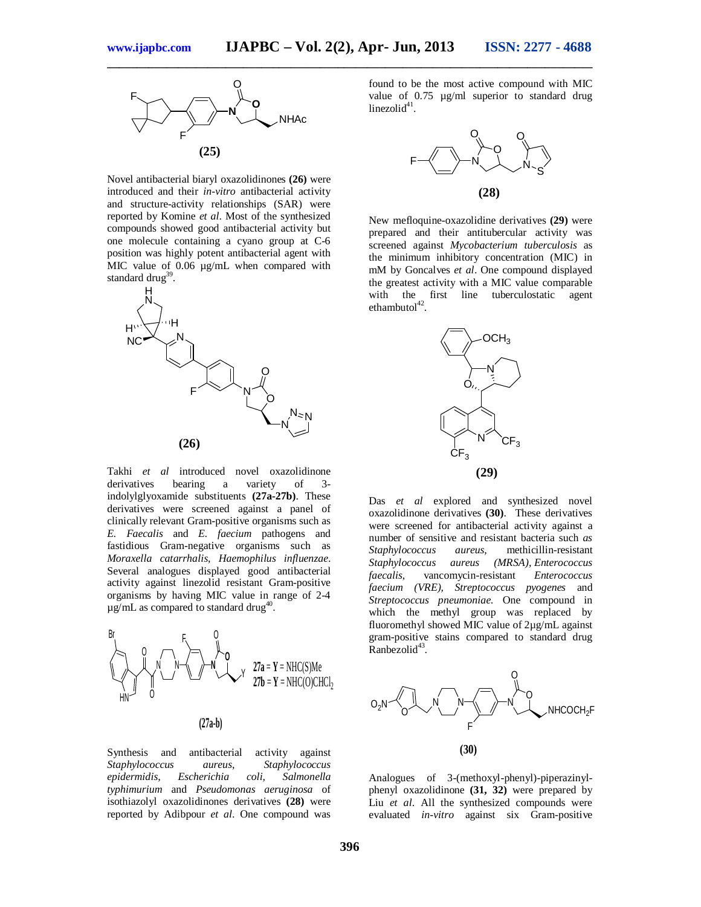**(25)**

Novel antibacterial biaryl oxazolidinones **(26)** were introduced and their *in-vitro* antibacterial activity and structure-activity relationships (SAR) were reported by Komine *et al*. Most of the synthesized compounds showed good antibacterial activity but one molecule containing a cyano group at C-6 position was highly potent antibacterial agent with MIC value of 0.06 µg/mL when compared with standard drug[39].

**(26)**

Takhi *et al* introduced novel oxazolidinone derivatives bearing a variety of 3-indolylglyoxamide substituents **(27a-27b)**. These derivatives were screened against a panel of clinically relevant Gram-positive organisms such as *E. Faecalis* and *E. faecium* pathogens and fastidious Gram-negative organisms such as *Moraxella catarrhalis, Haemophilus influenzae*. Several analogues displayed good antibacterial activity against linezolid resistant Gram-positive organisms by having MIC value in range of 2-4 µg/mL as compared to standard drug[40].

**27a** = Y = NHC(S)Me
**27b** = Y = NHC(O)CHCl$_2$

**(27a-b)**

Synthesis and antibacterial activity against *Staphylococcus aureus, Staphylococcus epidermidis, Escherichia coli, Salmonella typhimurium* and *Pseudomonas aeruginosa* of isothiazolyl oxazolidinones derivatives **(28)** were reported by Adibpour *et al*. One compound was found to be the most active compound with MIC value of 0.75 µg/ml superior to standard drug linezolid[41].

**(28)**

New mefloquine-oxazolidine derivatives **(29)** were prepared and their antitubercular activity was screened against *Mycobacterium tuberculosis* as the minimum inhibitory concentration (MIC) in mM by Goncalves *et al*. One compound displayed the greatest activity with a MIC value comparable with the first line tuberculostatic agent ethambutol[42].

**(29)**

Das *et al* explored and synthesized novel oxazolidinone derivatives **(30)**. These derivatives were screened for antibacterial activity against a number of sensitive and resistant bacteria such *as Staphylococcus aureus,* methicillin-resistant *Staphylococcus aureus (MRSA), Enterococcus faecalis,* vancomycin-resistant *Enterococcus faecium (VRE), Streptococcus pyogenes* and *Streptococcus pneumoniae.* One compound in which the methyl group was replaced by fluoromethyl showed MIC value of 2µg/mL against gram-positive stains compared to standard drug Ranbezolid[43].

**(30)**

Analogues of 3-(methoxyl-phenyl)-piperazinyl-phenyl oxazolidinone **(31, 32)** were prepared by Liu *et al*. All the synthesized compounds were evaluated *in-vitro* against six Gram-positive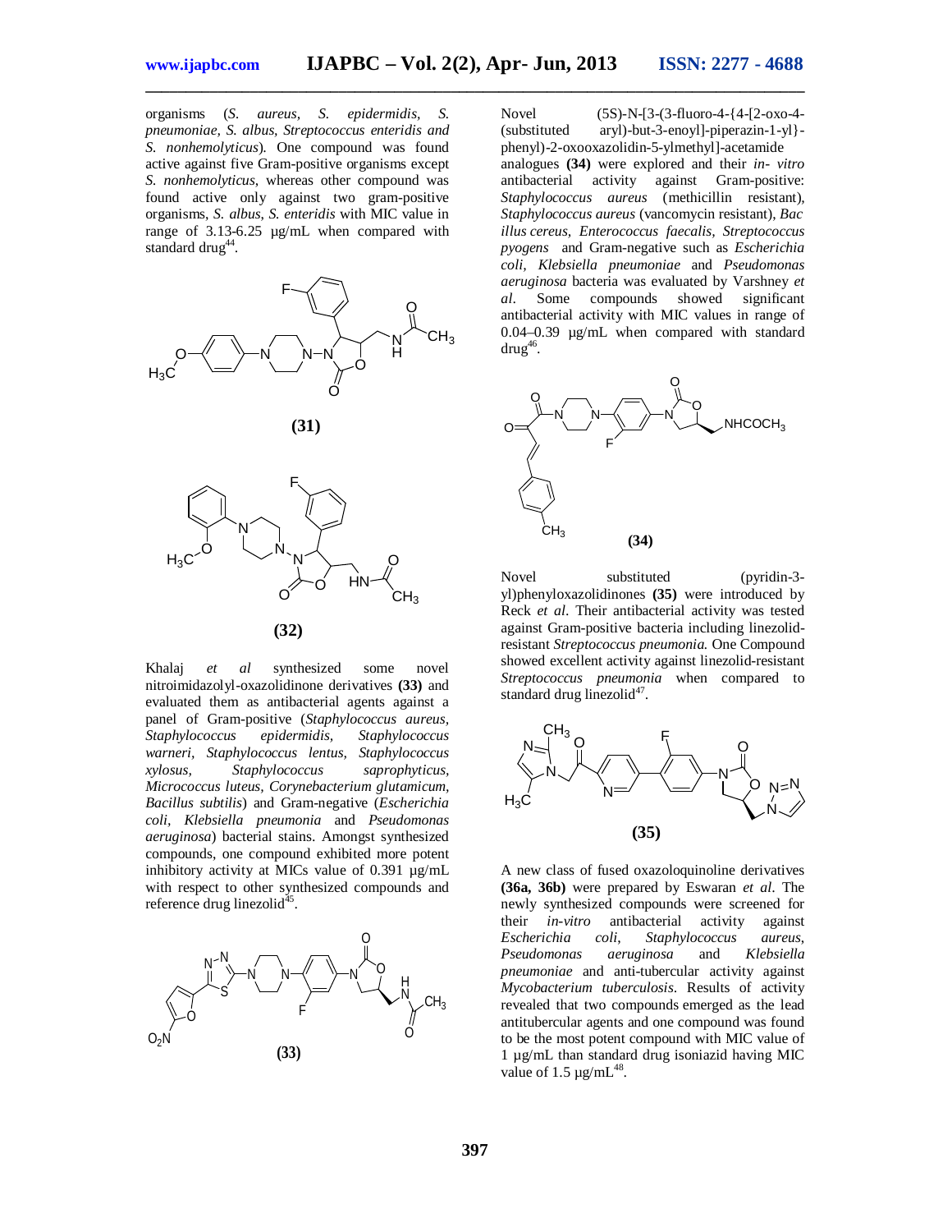organisms (*S. aureus, S. epidermidis, S. pneumoniae, S. albus, Streptococcus enteridis and S. nonhemolyticus*). One compound was found active against five Gram-positive organisms except *S. nonhemolyticus*, whereas other compound was found active only against two gram-positive organisms, *S. albus, S. enteridis* with MIC value in range of 3.13-6.25 µg/mL when compared with standard drug[44].

**(31)**

**(32)**

Khalaj *et al* synthesized some novel nitroimidazolyl-oxazolidinone derivatives **(33)** and evaluated them as antibacterial agents against a panel of Gram-positive (*Staphylococcus aureus, Staphylococcus epidermidis, Staphylococcus warneri, Staphylococcus lentus, Staphylococcus xylosus, Staphylococcus saprophyticus, Micrococcus luteus, Corynebacterium glutamicum, Bacillus subtilis*) and Gram-negative (*Escherichia coli, Klebsiella pneumonia* and *Pseudomonas aeruginosa*) bacterial stains. Amongst synthesized compounds, one compound exhibited more potent inhibitory activity at MICs value of 0.391 µg/mL with respect to other synthesized compounds and reference drug linezolid[45].

**(33)**

Novel (5S)-N-[3-(3-fluoro-4-{4-[2-oxo-4-(substituted aryl)-but-3-enoyl]-piperazin-1-yl}-phenyl)-2-oxooxazolidin-5-ylmethyl]-acetamide analogues **(34)** were explored and their *in- vitro* antibacterial activity against Gram-positive: *Staphylococcus aureus* (methicillin resistant), *Staphylococcus aureus* (vancomycin resistant), *Bacillus cereus, Enterococcus faecalis, Streptococcus pyogens* and Gram-negative such as *Escherichia coli, Klebsiella pneumoniae* and *Pseudomonas aeruginosa* bacteria was evaluated by Varshney *et al*. Some compounds showed significant antibacterial activity with MIC values in range of 0.04–0.39 µg/mL when compared with standard drug[46].

**(34)**

Novel substituted (pyridin-3-yl)phenyloxazolidinones **(35)** were introduced by Reck *et al*. Their antibacterial activity was tested against Gram-positive bacteria including linezolid-resistant *Streptococcus pneumonia*. One Compound showed excellent activity against linezolid-resistant *Streptococcus pneumonia* when compared to standard drug linezolid[47].

**(35)**

A new class of fused oxazoloquinoline derivatives **(36a, 36b)** were prepared by Eswaran *et al*. The newly synthesized compounds were screened for their *in-vitro* antibacterial activity against *Escherichia coli, Staphylococcus aureus, Pseudomonas aeruginosa* and *Klebsiella pneumoniae* and anti-tubercular activity against *Mycobacterium tuberculosis*. Results of activity revealed that two compounds emerged as the lead antitubercular agents and one compound was found to be the most potent compound with MIC value of 1 µg/mL than standard drug isoniazid having MIC value of 1.5 µg/mL[48].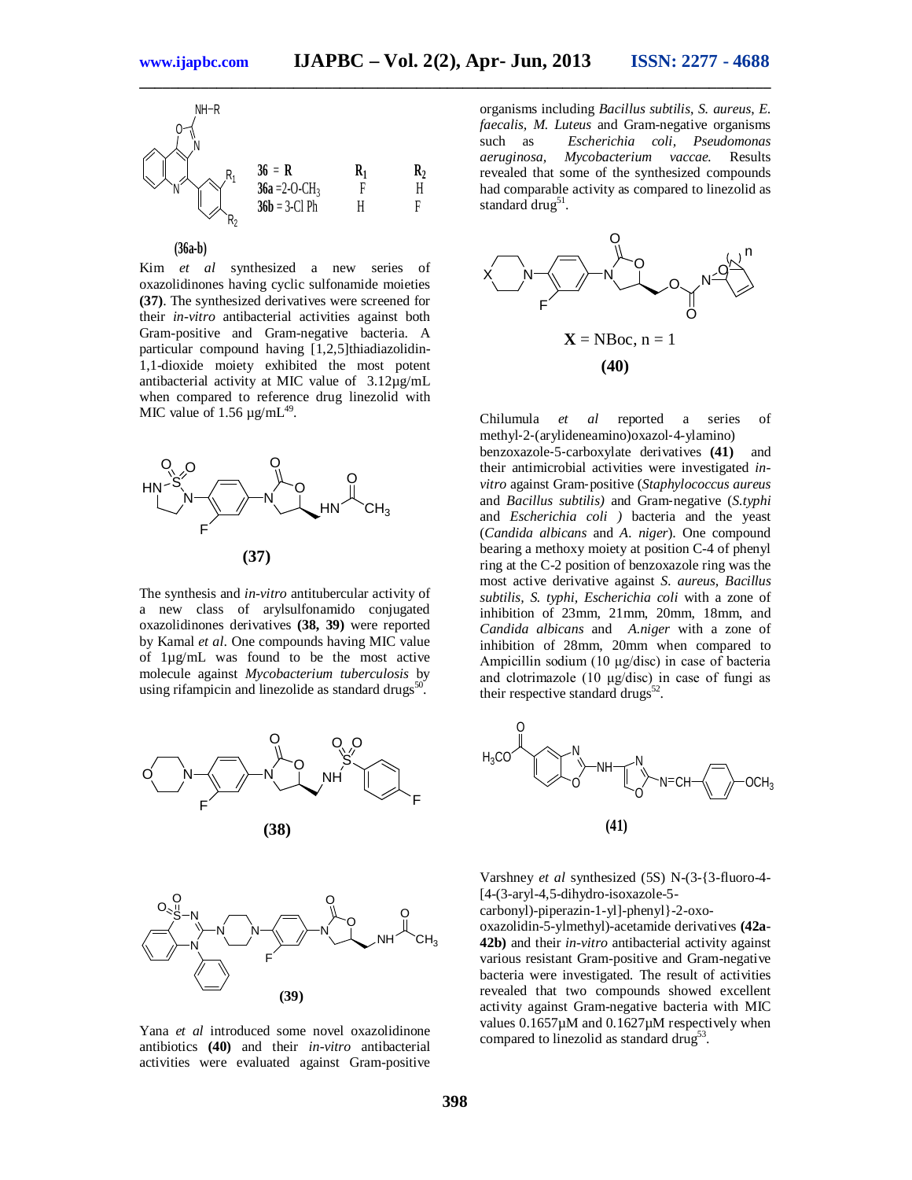| 36 = R | $R_1$ | $R_2$ |
|---|---|---|
| 36a = 2-O-$CH_3$ | F | H |
| 36b = 3-Cl Ph | H | F |

**(36a-b)**

Kim *et al* synthesized a new series of oxazolidinones having cyclic sulfonamide moieties **(37)**. The synthesized derivatives were screened for their *in-vitro* antibacterial activities against both Gram-positive and Gram-negative bacteria. A particular compound having [1,2,5]thiadiazolidin-1,1-dioxide moiety exhibited the most potent antibacterial activity at MIC value of 3.12µg/mL when compared to reference drug linezolid with MIC value of 1.56 µg/mL[49].

**(37)**

The synthesis and *in-vitro* antitubercular activity of a new class of arylsulfonamido conjugated oxazolidinones derivatives **(38, 39)** were reported by Kamal *et al*. One compounds having MIC value of 1µg/mL was found to be the most active molecule against *Mycobacterium tuberculosis* by using rifampicin and linezolide as standard drugs[50].

**(38)**

**(39)**

Yana *et al* introduced some novel oxazolidinone antibiotics **(40)** and their *in-vitro* antibacterial activities were evaluated against Gram-positive organisms including *Bacillus subtilis*, *S. aureus*, *E. faecalis*, *M. Luteus* and Gram-negative organisms such as *Escherichia coli*, *Pseudomonas aeruginosa*, *Mycobacterium vaccae*. Results revealed that some of the synthesized compounds had comparable activity as compared to linezolid as standard drug[51].

**X** = NBoc, n = 1

**(40)**

Chilumula *et al* reported a series of methyl-2-(arylideneamino)oxazol-4-ylamino) benzoxazole-5-carboxylate derivatives **(41)** and their antimicrobial activities were investigated *in-vitro* against Gram-positive (*Staphylococcus aureus* and *Bacillus subtilis)* and Gram-negative (*S.typhi* and *Escherichia coli )* bacteria and the yeast (*Candida albicans* and *A. niger*). One compound bearing a methoxy moiety at position C-4 of phenyl ring at the C-2 position of benzoxazole ring was the most active derivative against *S. aureus, Bacillus subtilis, S. typhi, Escherichia coli* with a zone of inhibition of 23mm, 21mm, 20mm, 18mm, and *Candida albicans* and *A.niger* with a zone of inhibition of 28mm, 20mm when compared to Ampicillin sodium (10 µg/disc) in case of bacteria and clotrimazole (10 µg/disc) in case of fungi as their respective standard drugs[52].

**(41)**

Varshney *et al* synthesized (5S) N-(3-{3-fluoro-4-[4-(3-aryl-4,5-dihydro-isoxazole-5-carbonyl)-piperazin-1-yl]-phenyl}-2-oxo-oxazolidin-5-ylmethyl)-acetamide derivatives **(42a-42b)** and their *in-vitro* antibacterial activity against various resistant Gram-positive and Gram-negative bacteria were investigated. The result of activities revealed that two compounds showed excellent activity against Gram-negative bacteria with MIC values 0.1657µM and 0.1627µM respectively when compared to linezolid as standard drug[53].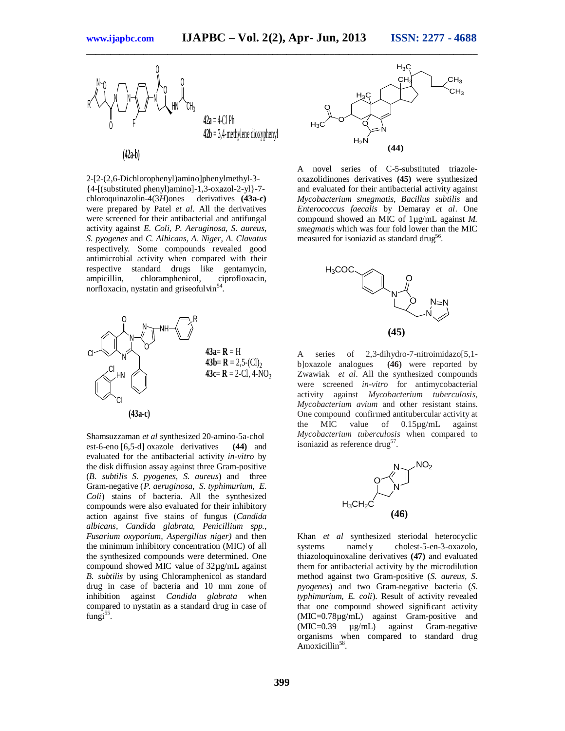**(42a-b)**

**42a** = 4-Cl Ph
**42b** = 3,4-methylene dioxyphenyl

2-[2-(2,6-Dichlorophenyl)amino]phenylmethyl-3-{4-[(substituted phenyl)amino]-1,3-oxazol-2-yl}-7-chloroquinazolin-4(3*H*)ones derivatives **(43a-c)** were prepared by Patel *et al*. All the derivatives were screened for their antibacterial and antifungal activity against *E. Coli, P. Aeruginosa, S. aureus, S. pyogenes* and *C. Albicans, A. Niger, A. Clavatus* respectively. Some compounds revealed good antimicrobial activity when compared with their respective standard drugs like gentamycin, ampicillin, chloramphenicol, ciprofloxacin, norfloxacin, nystatin and griseofulvin[54].

**43a**= **R** = H
**43b**= **R** = 2,5-$(Cl)_2$
**43c**= **R** = 2-Cl, 4-$NO_2$

**(43a-c)**

Shamsuzzaman *et al* synthesized 20-amino-5a-chol est-6-eno [6,5-d] oxazole derivatives **(44)** and evaluated for the antibacterial activity *in-vitro* by the disk diffusion assay against three Gram-positive (*B. subtilis S. pyogenes, S. aureus*) and three Gram-negative (*P. aeruginosa, S. typhimurium, E. Coli*) stains of bacteria. All the synthesized compounds were also evaluated for their inhibitory action against five stains of fungus (*Candida albicans, Candida glabrata, Penicillium spp., Fusarium oxyporium, Aspergillus niger)* and then the minimum inhibitory concentration (MIC) of all the synthesized compounds were determined. One compound showed MIC value of 32µg/mL against *B. subtilis* by using Chloramphenicol as standard drug in case of bacteria and 10 mm zone of inhibition against *Candida glabrata* when compared to nystatin as a standard drug in case of fungi[55].

**(44)**

A novel series of C-5-substituted triazole-oxazolidinones derivatives **(45)** were synthesized and evaluated for their antibacterial activity against *Mycobacterium smegmatis, Bacillus subtilis* and *Enterococcus faecalis* by Demaray *et al*. One compound showed an MIC of 1µg/mL against *M. smegmatis* which was four fold lower than the MIC measured for isoniazid as standard drug[56].

**(45)**

A series of 2,3-dihydro-7-nitroimidazo[5,1-b]oxazole analogues **(46)** were reported by Zwawiak *et al*. All the synthesized compounds were screened *in-vitro* for antimycobacterial activity against *Mycobacterium tuberculosis, Mycobacterium avium* and other resistant stains. One compound confirmed antitubercular activity at the MIC value of 0.15µg/mL against *Mycobacterium tuberculosis* when compared to isoniazid as reference drug[57].

**(46)**

Khan *et al* synthesized steriodal heterocyclic systems namely cholest-5-en-3-oxazolo, thiazoloquinoxaline derivatives **(47)** and evaluated them for antibacterial activity by the microdilution method against two Gram-positive (*S. aureus, S. pyogenes*) and two Gram-negative bacteria (*S. typhimurium, E. coli*). Result of activity revealed that one compound showed significant activity (MIC=0.78µg/mL) against Gram-positive and (MIC=0.39 µg/mL) against Gram-negative organisms when compared to standard drug Amoxicillin[58].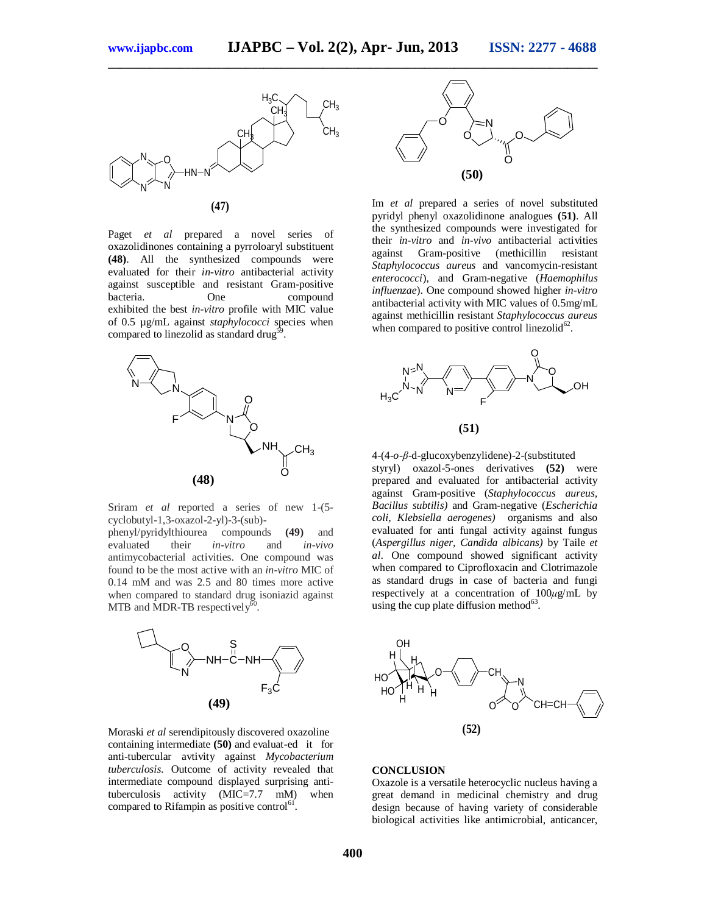**(47)**

Paget *et al* prepared a novel series of oxazolidinones containing a pyrroloaryl substituent **(48)**. All the synthesized compounds were evaluated for their *in-vitro* antibacterial activity against susceptible and resistant Gram-positive bacteria. One compound exhibited the best *in-vitro* profile with MIC value of 0.5 µg/mL against *staphylococci* species when compared to linezolid as standard drug[59].

**(48)**

Sriram *et al* reported a series of new 1-(5-cyclobutyl-1,3-oxazol-2-yl)-3-(sub)-phenyl/pyridylthiourea compounds **(49)** and evaluated their *in-vitro* and *in-vivo* antimycobacterial activities. One compound was found to be the most active with an *in-vitro* MIC of 0.14 mM and was 2.5 and 80 times more active when compared to standard drug isoniazid against MTB and MDR-TB respectively[60].

**(49)**

Moraski *et al* serendipitously discovered oxazoline containing intermediate **(50)** and evaluat-ed it for anti-tubercular avtivity against *Mycobacterium tuberculosis*. Outcome of activity revealed that intermediate compound displayed surprising anti-tuberculosis activity (MIC=7.7 mM) when compared to Rifampin as positive control[61].

**(50)**

Im *et al* prepared a series of novel substituted pyridyl phenyl oxazolidinone analogues **(51)**. All the synthesized compounds were investigated for their *in-vitro* and *in-vivo* antibacterial activities against Gram-positive (methicillin resistant *Staphylococcus aureus* and vancomycin-resistant *enterococci*), and Gram-negative (*Haemophilus influenzae*). One compound showed higher *in-vitro* antibacterial activity with MIC values of 0.5mg/mL against methicillin resistant *Staphylococcus aureus* when compared to positive control linezolid[62].

**(51)**

4-(4-*o*-*β*-d-glucoxybenzylidene)-2-(substituted styryl) oxazol-5-ones derivatives **(52)** were prepared and evaluated for antibacterial activity against Gram-positive (*Staphylococcus aureus, Bacillus subtilis)* and Gram-negative (*Escherichia coli, Klebsiella aerogenes)* organisms and also evaluated for anti fungal activity against fungus (*Aspergillus niger, Candida albicans)* by Taile *et al*. One compound showed significant activity when compared to Ciprofloxacin and Clotrimazole as standard drugs in case of bacteria and fungi respectively at a concentration of 100*µ*g/mL by using the cup plate diffusion method[63].

**(52)**

## CONCLUSION

Oxazole is a versatile heterocyclic nucleus having a great demand in medicinal chemistry and drug design because of having variety of considerable biological activities like antimicrobial, anticancer,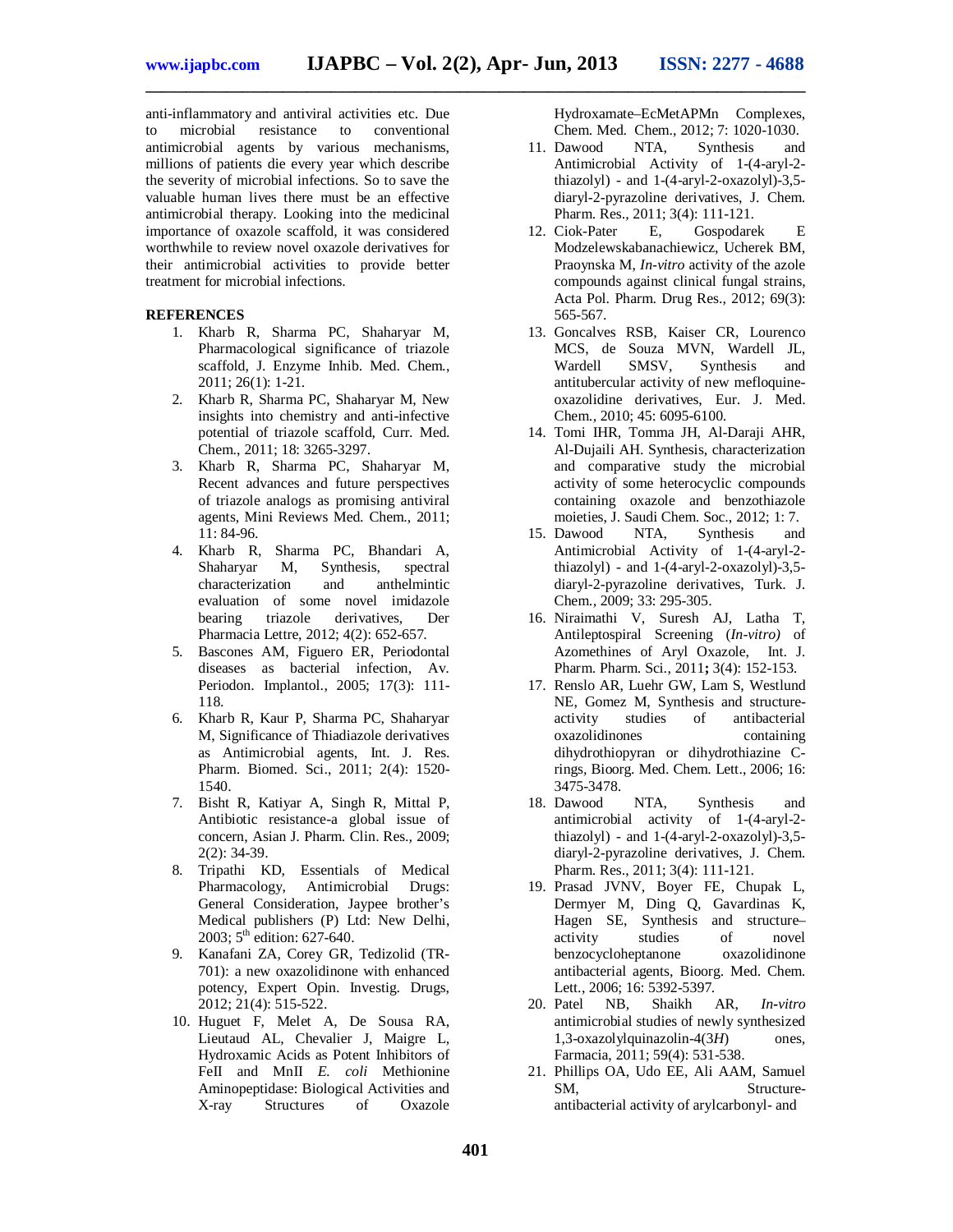anti-inflammatory and antiviral activities etc. Due to microbial resistance to conventional antimicrobial agents by various mechanisms, millions of patients die every year which describe the severity of microbial infections. So to save the valuable human lives there must be an effective antimicrobial therapy. Looking into the medicinal importance of oxazole scaffold, it was considered worthwhile to review novel oxazole derivatives for their antimicrobial activities to provide better treatment for microbial infections.

## REFERENCES

1. Kharb R, Sharma PC, Shaharyar M, Pharmacological significance of triazole scaffold, J. Enzyme Inhib. Med. Chem., 2011; 26(1): 1-21.
2. Kharb R, Sharma PC, Shaharyar M, New insights into chemistry and anti-infective potential of triazole scaffold, Curr. Med. Chem., 2011; 18: 3265-3297.
3. Kharb R, Sharma PC, Shaharyar M, Recent advances and future perspectives of triazole analogs as promising antiviral agents, Mini Reviews Med. Chem., 2011; 11: 84-96.
4. Kharb R, Sharma PC, Bhandari A, Shaharyar M, Synthesis, spectral characterization and anthelmintic evaluation of some novel imidazole bearing triazole derivatives, Der Pharmacia Lettre, 2012; 4(2): 652-657.
5. Bascones AM, Figuero ER, Periodontal diseases as bacterial infection, Av. Periodon. Implantol., 2005; 17(3): 111-118.
6. Kharb R, Kaur P, Sharma PC, Shaharyar M, Significance of Thiadiazole derivatives as Antimicrobial agents, Int. J. Res. Pharm. Biomed. Sci., 2011; 2(4): 1520-1540.
7. Bisht R, Katiyar A, Singh R, Mittal P, Antibiotic resistance-a global issue of concern, Asian J. Pharm. Clin. Res., 2009; 2(2): 34-39.
8. Tripathi KD, Essentials of Medical Pharmacology, Antimicrobial Drugs: General Consideration, Jaypee brother's Medical publishers (P) Ltd: New Delhi, 2003; 5th edition: 627-640.
9. Kanafani ZA, Corey GR, Tedizolid (TR-701): a new oxazolidinone with enhanced potency, Expert Opin. Investig. Drugs, 2012; 21(4): 515-522.
10. Huguet F, Melet A, De Sousa RA, Lieutaud AL, Chevalier J, Maigre L, Hydroxamic Acids as Potent Inhibitors of FeII and MnII *E. coli* Methionine Aminopeptidase: Biological Activities and X-ray Structures of Oxazole Hydroxamate–EcMetAPMn Complexes, Chem. Med. Chem., 2012; 7: 1020-1030.
11. Dawood NTA, Synthesis and Antimicrobial Activity of 1-(4-aryl-2-thiazolyl) - and 1-(4-aryl-2-oxazolyl)-3,5-diaryl-2-pyrazoline derivatives, J. Chem. Pharm. Res., 2011; 3(4): 111-121.
12. Ciok-Pater E, Gospodarek E Modzelewskabanachiewicz, Ucherek BM, Praoynska M, *In-vitro* activity of the azole compounds against clinical fungal strains, Acta Pol. Pharm. Drug Res., 2012; 69(3): 565-567.
13. Goncalves RSB, Kaiser CR, Lourenco MCS, de Souza MVN, Wardell JL, Wardell SMSV, Synthesis and antitubercular activity of new mefloquine-oxazolidine derivatives, Eur. J. Med. Chem., 2010; 45: 6095-6100.
14. Tomi IHR, Tomma JH, Al-Daraji AHR, Al-Dujaili AH. Synthesis, characterization and comparative study the microbial activity of some heterocyclic compounds containing oxazole and benzothiazole moieties, J. Saudi Chem. Soc., 2012; 1: 7.
15. Dawood NTA, Synthesis and Antimicrobial Activity of 1-(4-aryl-2-thiazolyl) - and 1-(4-aryl-2-oxazolyl)-3,5-diaryl-2-pyrazoline derivatives, Turk. J. Chem., 2009; 33: 295-305.
16. Niraimathi V, Suresh AJ, Latha T, Antileptospiral Screening (*In-vitro)* of Azomethines of Aryl Oxazole, Int. J. Pharm. Pharm. Sci., 2011**;** 3(4): 152-153.
17. Renslo AR, Luehr GW, Lam S, Westlund NE, Gomez M, Synthesis and structure-activity studies of antibacterial oxazolidinones containing dihydrothiopyran or dihydrothiazine C-rings, Bioorg. Med. Chem. Lett., 2006; 16: 3475-3478.
18. Dawood NTA, Synthesis and antimicrobial activity of 1-(4-aryl-2-thiazolyl) - and 1-(4-aryl-2-oxazolyl)-3,5-diaryl-2-pyrazoline derivatives, J. Chem. Pharm. Res., 2011; 3(4): 111-121.
19. Prasad JVNV, Boyer FE, Chupak L, Dermyer M, Ding Q, Gavardinas K, Hagen SE, Synthesis and structure–activity studies of novel benzocycloheptanone oxazolidinone antibacterial agents, Bioorg. Med. Chem. Lett., 2006; 16: 5392-5397.
20. Patel NB, Shaikh AR, *In-vitro* antimicrobial studies of newly synthesized 1,3-oxazolylquinazolin-4(3*H*) ones, Farmacia, 2011; 59(4): 531-538.
21. Phillips OA, Udo EE, Ali AAM, Samuel SM, Structure-antibacterial activity of arylcarbonyl- and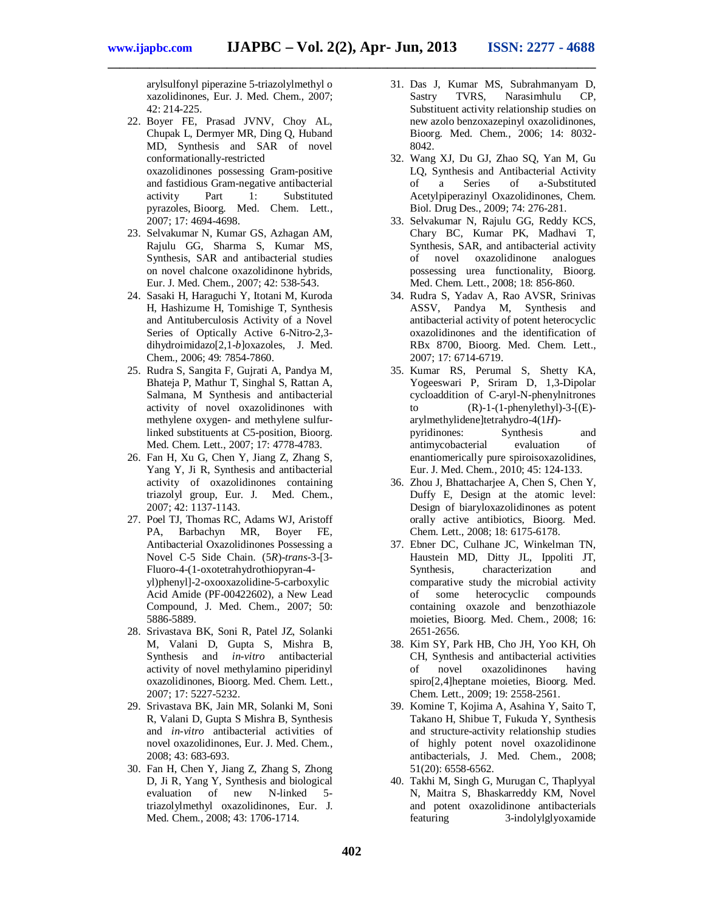arylsulfonyl piperazine 5-triazolylmethyl o xazolidinones, Eur. J. Med. Chem., 2007; 42: 214-225.

22. Boyer FE, Prasad JVNV, Choy AL, Chupak L, Dermyer MR, Ding Q, Huband MD, Synthesis and SAR of novel conformationally-restricted oxazolidinones possessing Gram-positive and fastidious Gram-negative antibacterial activity Part 1: Substituted pyrazoles, Bioorg. Med. Chem. Lett., 2007; 17: 4694-4698.
23. Selvakumar N, Kumar GS, Azhagan AM, Rajulu GG, Sharma S, Kumar MS, Synthesis, SAR and antibacterial studies on novel chalcone oxazolidinone hybrids, Eur. J. Med. Chem., 2007; 42: 538-543.
24. Sasaki H, Haraguchi Y, Itotani M, Kuroda H, Hashizume H, Tomishige T, Synthesis and Antituberculosis Activity of a Novel Series of Optically Active 6-Nitro-2,3-dihydroimidazo[2,1-*b*]oxazoles, J. Med. Chem., 2006; 49: 7854-7860.
25. Rudra S, Sangita F, Gujrati A, Pandya M, Bhateja P, Mathur T, Singhal S, Rattan A, Salmana, M Synthesis and antibacterial activity of novel oxazolidinones with methylene oxygen- and methylene sulfur-linked substituents at C5-position, Bioorg. Med. Chem. Lett., 2007; 17: 4778-4783.
26. Fan H, Xu G, Chen Y, Jiang Z, Zhang S, Yang Y, Ji R, Synthesis and antibacterial activity of oxazolidinones containing triazolyl group, Eur. J. Med. Chem., 2007; 42: 1137-1143.
27. Poel TJ, Thomas RC, Adams WJ, Aristoff PA, Barbachyn MR, Boyer FE, Antibacterial Oxazolidinones Possessing a Novel C-5 Side Chain. (5*R*)-*trans*-3-[3-Fluoro-4-(1-oxotetrahydrothiopyran-4-yl)phenyl]-2-oxooxazolidine-5-carboxylic Acid Amide (PF-00422602), a New Lead Compound, J. Med. Chem., 2007; 50: 5886-5889.
28. Srivastava BK, Soni R, Patel JZ, Solanki M, Valani D, Gupta S, Mishra B, Synthesis and *in-vitro* antibacterial activity of novel methylamino piperidinyl oxazolidinones, Bioorg. Med. Chem. Lett., 2007; 17: 5227-5232.
29. Srivastava BK, Jain MR, Solanki M, Soni R, Valani D, Gupta S Mishra B, Synthesis and *in-vitro* antibacterial activities of novel oxazolidinones, Eur. J. Med. Chem., 2008; 43: 683-693.
30. Fan H, Chen Y, Jiang Z, Zhang S, Zhong D, Ji R, Yang Y, Synthesis and biological evaluation of new N-linked 5-triazolylmethyl oxazolidinones, Eur. J. Med. Chem., 2008; 43: 1706-1714.
31. Das J, Kumar MS, Subrahmanyam D, Sastry TVRS, Narasimhulu CP, Substituent activity relationship studies on new azolo benzoxazepinyl oxazolidinones, Bioorg. Med. Chem., 2006; 14: 8032-8042.
32. Wang XJ, Du GJ, Zhao SQ, Yan M, Gu LQ, Synthesis and Antibacterial Activity of a Series of a-Substituted Acetylpiperazinyl Oxazolidinones, Chem. Biol. Drug Des., 2009; 74: 276-281.
33. Selvakumar N, Rajulu GG, Reddy KCS, Chary BC, Kumar PK, Madhavi T, Synthesis, SAR, and antibacterial activity of novel oxazolidinone analogues possessing urea functionality, Bioorg. Med. Chem. Lett., 2008; 18: 856-860.
34. Rudra S, Yadav A, Rao AVSR, Srinivas ASSV, Pandya M, Synthesis and antibacterial activity of potent heterocyclic oxazolidinones and the identification of RBx 8700, Bioorg. Med. Chem. Lett., 2007; 17: 6714-6719.
35. Kumar RS, Perumal S, Shetty KA, Yogeeswari P, Sriram D, 1,3-Dipolar cycloaddition of C-aryl-N-phenylnitrones to (R)-1-(1-phenylethyl)-3-[(E)-arylmethylidene]tetrahydro-4(1*H*)-pyridinones: Synthesis and antimycobacterial evaluation of enantiomerically pure spiroisoxazolidines, Eur. J. Med. Chem., 2010; 45: 124-133.
36. Zhou J, Bhattacharjee A, Chen S, Chen Y, Duffy E, Design at the atomic level: Design of biaryloxazolidinones as potent orally active antibiotics, Bioorg. Med. Chem. Lett., 2008; 18: 6175-6178.
37. Ebner DC, Culhane JC, Winkelman TN, Haustein MD, Ditty JL, Ippoliti JT, Synthesis, characterization and comparative study the microbial activity of some heterocyclic compounds containing oxazole and benzothiazole moieties, Bioorg. Med. Chem., 2008; 16: 2651-2656.
38. Kim SY, Park HB, Cho JH, Yoo KH, Oh CH, Synthesis and antibacterial activities of novel oxazolidinones having spiro[2,4]heptane moieties, Bioorg. Med. Chem. Lett., 2009; 19: 2558-2561.
39. Komine T, Kojima A, Asahina Y, Saito T, Takano H, Shibue T, Fukuda Y, Synthesis and structure-activity relationship studies of highly potent novel oxazolidinone antibacterials, J. Med. Chem., 2008; 51(20): 6558-6562.
40. Takhi M, Singh G, Murugan C, Thaplyyal N, Maitra S, Bhaskarreddy KM, Novel and potent oxazolidinone antibacterials featuring 3-indolylglyoxamide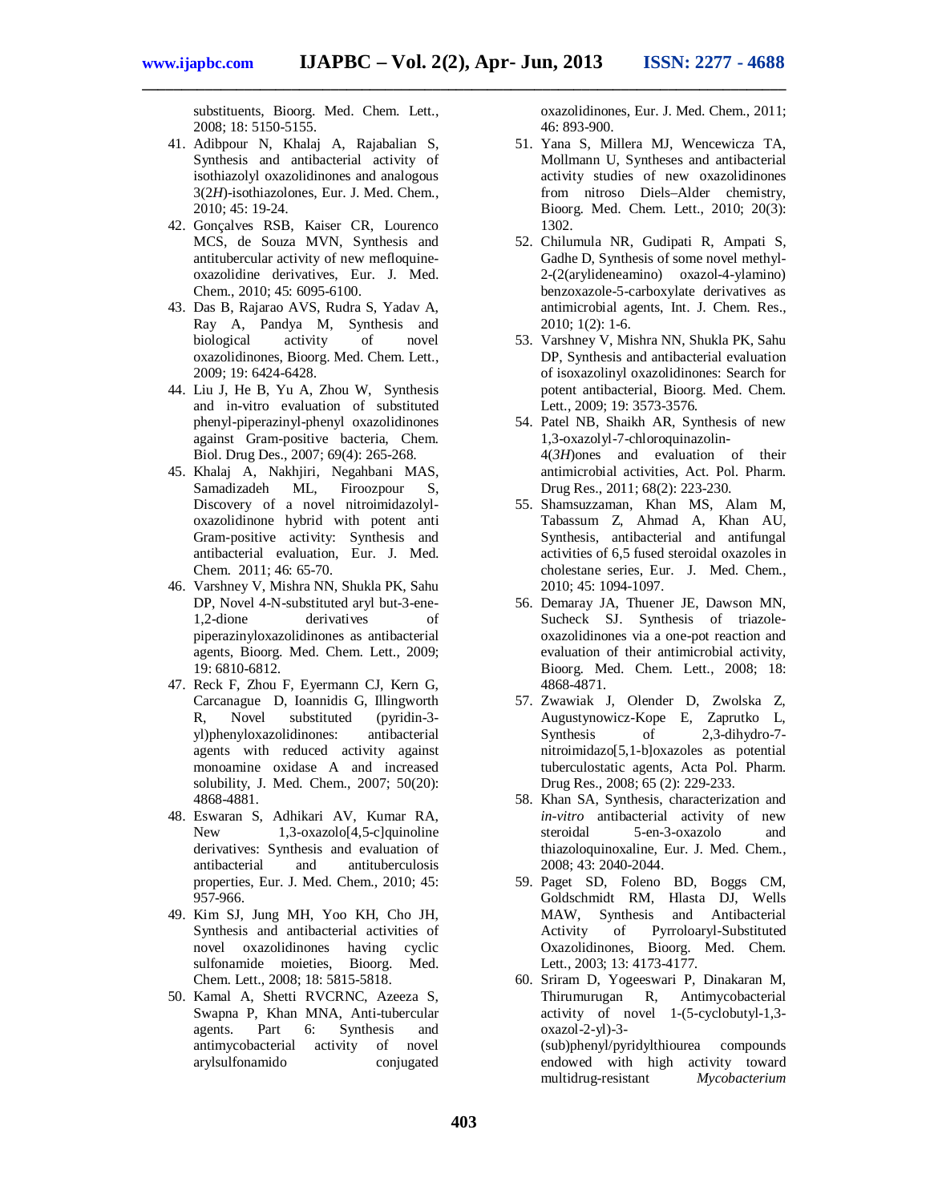substituents, Bioorg. Med. Chem. Lett., 2008; 18: 5150-5155.

41. Adibpour N, Khalaj A, Rajabalian S, Synthesis and antibacterial activity of isothiazolyl oxazolidinones and analogous 3(2*H*)-isothiazolones, Eur. J. Med. Chem., 2010; 45: 19-24.
42. Gonçalves RSB, Kaiser CR, Lourenco MCS, de Souza MVN, Synthesis and antitubercular activity of new mefloquine-oxazolidine derivatives, Eur. J. Med. Chem., 2010; 45: 6095-6100.
43. Das B, Rajarao AVS, Rudra S, Yadav A, Ray A, Pandya M, Synthesis and biological activity of novel oxazolidinones, Bioorg. Med. Chem. Lett., 2009; 19: 6424-6428.
44. Liu J, He B, Yu A, Zhou W, Synthesis and in-vitro evaluation of substituted phenyl-piperazinyl-phenyl oxazolidinones against Gram-positive bacteria, Chem. Biol. Drug Des., 2007; 69(4): 265-268.
45. Khalaj A, Nakhjiri, Negahbani MAS, Samadizadeh ML, Firoozpour S, Discovery of a novel nitroimidazolyl-oxazolidinone hybrid with potent anti Gram-positive activity: Synthesis and antibacterial evaluation, Eur. J. Med. Chem. 2011; 46: 65-70.
46. Varshney V, Mishra NN, Shukla PK, Sahu DP, Novel 4-N-substituted aryl but-3-ene-1,2-dione derivatives of piperazinyloxazolidinones as antibacterial agents, Bioorg. Med. Chem. Lett., 2009; 19: 6810-6812.
47. Reck F, Zhou F, Eyermann CJ, Kern G, Carcanague D, Ioannidis G, Illingworth R, Novel substituted (pyridin-3-yl)phenyloxazolidinones: antibacterial agents with reduced activity against monoamine oxidase A and increased solubility, J. Med. Chem., 2007; 50(20): 4868-4881.
48. Eswaran S, Adhikari AV, Kumar RA, New 1,3-oxazolo[4,5-c]quinoline derivatives: Synthesis and evaluation of antibacterial and antituberculosis properties, Eur. J. Med. Chem., 2010; 45: 957-966.
49. Kim SJ, Jung MH, Yoo KH, Cho JH, Synthesis and antibacterial activities of novel oxazolidinones having cyclic sulfonamide moieties, Bioorg. Med. Chem. Lett., 2008; 18: 5815-5818.
50. Kamal A, Shetti RVCRNC, Azeeza S, Swapna P, Khan MNA, Anti-tubercular agents. Part 6: Synthesis and antimycobacterial activity of novel arylsulfonamido conjugated oxazolidinones, Eur. J. Med. Chem., 2011; 46: 893-900.
51. Yana S, Millera MJ, Wencewicza TA, Mollmann U, Syntheses and antibacterial activity studies of new oxazolidinones from nitroso Diels–Alder chemistry, Bioorg. Med. Chem. Lett., 2010; 20(3): 1302.
52. Chilumula NR, Gudipati R, Ampati S, Gadhe D, Synthesis of some novel methyl-2-(2(arylideneamino) oxazol-4-ylamino) benzoxazole-5-carboxylate derivatives as antimicrobial agents, Int. J. Chem. Res., 2010; 1(2): 1-6.
53. Varshney V, Mishra NN, Shukla PK, Sahu DP, Synthesis and antibacterial evaluation of isoxazolinyl oxazolidinones: Search for potent antibacterial, Bioorg. Med. Chem. Lett., 2009; 19: 3573-3576.
54. Patel NB, Shaikh AR, Synthesis of new 1,3-oxazolyl-7-chloroquinazolin-4(3*H*)ones and evaluation of their antimicrobial activities, Act. Pol. Pharm. Drug Res., 2011; 68(2): 223-230.
55. Shamsuzzaman, Khan MS, Alam M, Tabassum Z, Ahmad A, Khan AU, Synthesis, antibacterial and antifungal activities of 6,5 fused steroidal oxazoles in cholestane series, Eur. J. Med. Chem., 2010; 45: 1094-1097.
56. Demaray JA, Thuener JE, Dawson MN, Sucheck SJ. Synthesis of triazole-oxazolidinones via a one-pot reaction and evaluation of their antimicrobial activity, Bioorg. Med. Chem. Lett., 2008; 18: 4868-4871.
57. Zwawiak J, Olender D, Zwolska Z, Augustynowicz-Kope E, Zaprutko L, Synthesis of 2,3-dihydro-7-nitroimidazo[5,1-b]oxazoles as potential tuberculostatic agents, Acta Pol. Pharm. Drug Res., 2008; 65 (2): 229-233.
58. Khan SA, Synthesis, characterization and *in-vitro* antibacterial activity of new steroidal 5-en-3-oxazolo and thiazoloquinoxaline, Eur. J. Med. Chem., 2008; 43: 2040-2044.
59. Paget SD, Foleno BD, Boggs CM, Goldschmidt RM, Hlasta DJ, Wells MAW, Synthesis and Antibacterial Activity of Pyrroloaryl-Substituted Oxazolidinones, Bioorg. Med. Chem. Lett., 2003; 13: 4173-4177.
60. Sriram D, Yogeeswari P, Dinakaran M, Thirumurugan R, Antimycobacterial activity of novel 1-(5-cyclobutyl-1,3-oxazol-2-yl)-3-(sub)phenyl/pyridylthiourea compounds endowed with high activity toward multidrug-resistant *Mycobacterium*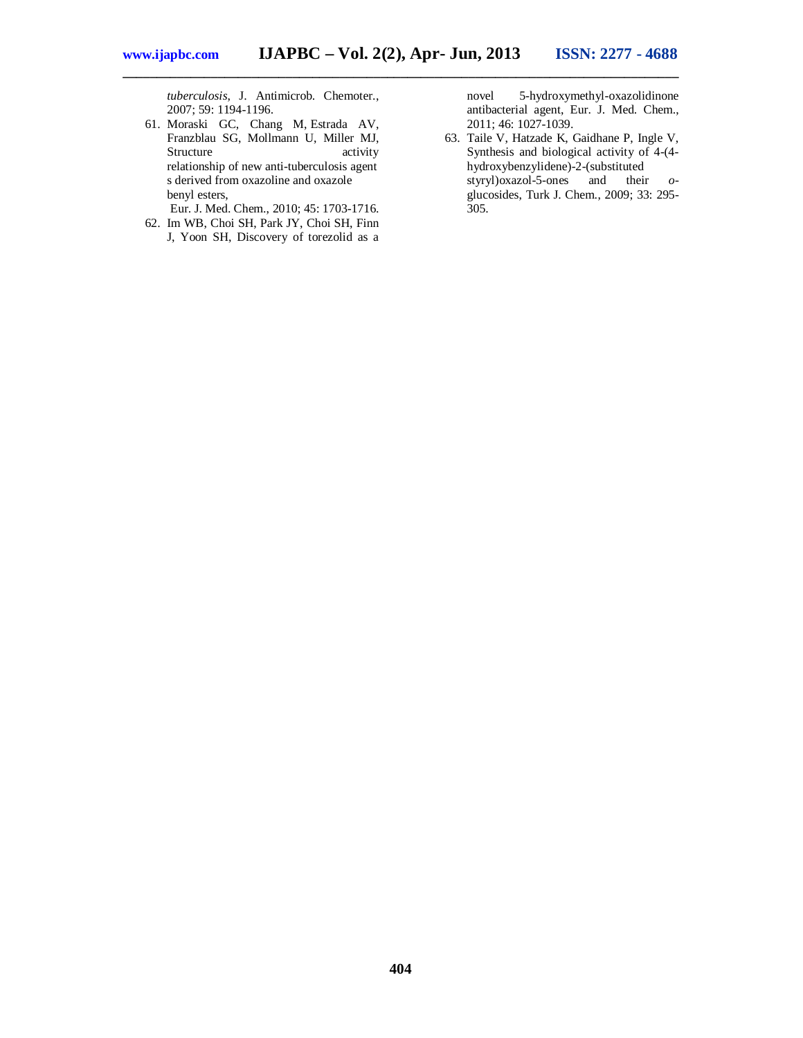*tuberculosis*, J. Antimicrob. Chemoter., 2007; 59: 1194-1196.

61. Moraski GC, Chang M, Estrada AV, Franzblau SG, Mollmann U, Miller MJ, Structure activity relationship of new anti-tuberculosis agent s derived from oxazoline and oxazole benyl esters, Eur. J. Med. Chem., 2010; 45: 1703-1716.
62. Im WB, Choi SH, Park JY, Choi SH, Finn J, Yoon SH, Discovery of torezolid as a novel 5-hydroxymethyl-oxazolidinone antibacterial agent, Eur. J. Med. Chem., 2011; 46: 1027-1039.
63. Taile V, Hatzade K, Gaidhane P, Ingle V, Synthesis and biological activity of 4-(4-hydroxybenzylidene)-2-(substituted styryl)oxazol-5-ones and their *o*-glucosides, Turk J. Chem., 2009; 33: 295-305.